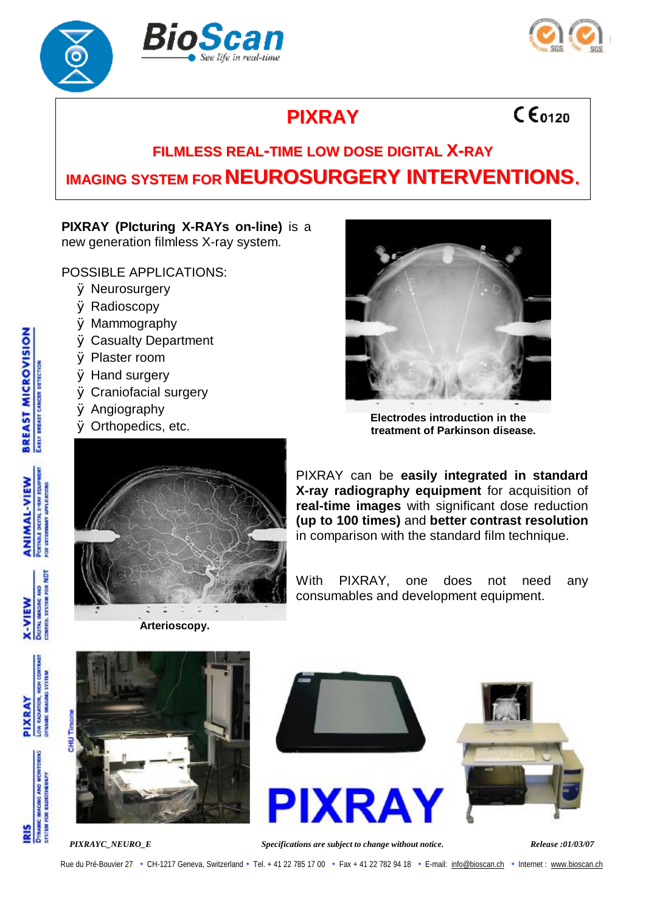# PIXRAY

CE 0120

## FILMLESS REAL-TIME LOW DOSE DIGITAL X-RAY IMAGING SYSTEM FOR NEUROSURGERY INTERVENTIONS.

**PIXRAY (PIcturing X-RAYs on-line)** is a new generation filmless X-ray system.

POSSIBLE APPLICATIONS:

- Neurosurgery
- Radioscopy
- Mammography
- Casualty Department
- Plaster room
- Hand surgery
- Craniofacial surgery
- Angiography
- Orthopedics, etc.

**Electrodes introduction in the treatment of Parkinson disease.**

**Arterioscopy.**

PIXRAY can be **easily integrated in standard X-ray radiography equipment** for acquisition of **real-time images** with significant dose reduction **(up to 100 times)** and **better contrast resolution** in comparison with the standard film technique.

With PIXRAY, one does not need any consumables and development equipment.

CHU Timone

PIXRAY

*PIXRAYC_NEURO_E* *Specifications are subject to change without notice.* *Release :01/03/07*

Rue du Pré-Bouvier 27 • CH-1217 Geneva, Switzerland • Tel. + 41 22 785 17 00 • Fax + 41 22 782 94 18 • E-mail: info@bioscan.ch • Internet : www.bioscan.ch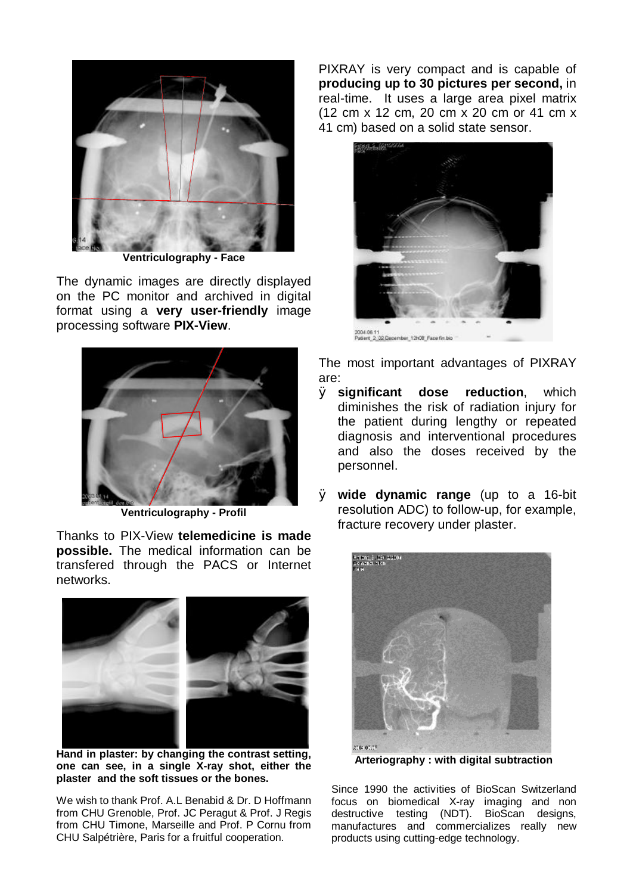Ventriculography - Face

The dynamic images are directly displayed on the PC monitor and archived in digital format using a **very user-friendly** image processing software **PIX-View**.

Ventriculography - Profil

Thanks to PIX-View **telemedicine is made possible.** The medical information can be transfered through the PACS or Internet networks.

**Hand in plaster: by changing the contrast setting, one can see, in a single X-ray shot, either the plaster and the soft tissues or the bones.**

We wish to thank Prof. A.L Benabid & Dr. D Hoffmann from CHU Grenoble, Prof. JC Peragut & Prof. J Regis from CHU Timone, Marseille and Prof. P Cornu from CHU Salpétrière, Paris for a fruitful cooperation.

PIXRAY is very compact and is capable of **producing up to 30 pictures per second,** in real-time. It uses a large area pixel matrix (12 cm x 12 cm, 20 cm x 20 cm or 41 cm x 41 cm) based on a solid state sensor.

The most important advantages of PIXRAY are:

- **significant dose reduction**, which diminishes the risk of radiation injury for the patient during lengthy or repeated diagnosis and interventional procedures and also the doses received by the personnel.
- **wide dynamic range** (up to a 16-bit resolution ADC) to follow-up, for example, fracture recovery under plaster.

**Arteriography : with digital subtraction**

Since 1990 the activities of BioScan Switzerland focus on biomedical X-ray imaging and non destructive testing (NDT). BioScan designs, manufactures and commercializes really new products using cutting-edge technology.